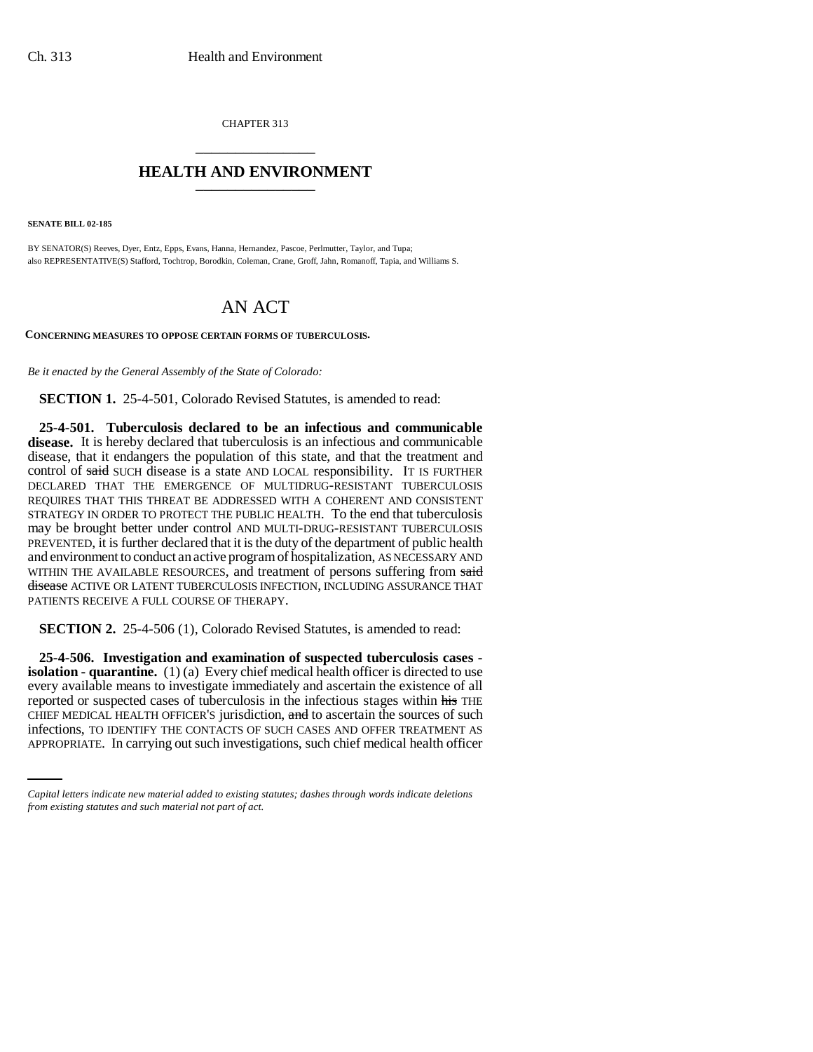CHAPTER 313

## HEALTH AND ENVIRONMENT

**SENATE BILL 02-185**

BY SENATOR(S) Reeves, Dyer, Entz, Epps, Evans, Hanna, Hernandez, Pascoe, Perlmutter, Taylor, and Tupa;
also REPRESENTATIVE(S) Stafford, Tochtrop, Borodkin, Coleman, Crane, Groff, Jahn, Romanoff, Tapia, and Williams S.

# AN ACT

**CONCERNING MEASURES TO OPPOSE CERTAIN FORMS OF TUBERCULOSIS.**

*Be it enacted by the General Assembly of the State of Colorado:*

**SECTION 1.** 25-4-501, Colorado Revised Statutes, is amended to read:

**25-4-501. Tuberculosis declared to be an infectious and communicable disease.** It is hereby declared that tuberculosis is an infectious and communicable disease, that it endangers the population of this state, and that the treatment and control of ~~said~~ SUCH disease is a state AND LOCAL responsibility. IT IS FURTHER DECLARED THAT THE EMERGENCE OF MULTIDRUG-RESISTANT TUBERCULOSIS REQUIRES THAT THIS THREAT BE ADDRESSED WITH A COHERENT AND CONSISTENT STRATEGY IN ORDER TO PROTECT THE PUBLIC HEALTH. To the end that tuberculosis may be brought better under control AND MULTI-DRUG-RESISTANT TUBERCULOSIS PREVENTED, it is further declared that it is the duty of the department of public health and environment to conduct an active program of hospitalization, AS NECESSARY AND WITHIN THE AVAILABLE RESOURCES, and treatment of persons suffering from ~~said disease~~ ACTIVE OR LATENT TUBERCULOSIS INFECTION, INCLUDING ASSURANCE THAT PATIENTS RECEIVE A FULL COURSE OF THERAPY.

**SECTION 2.** 25-4-506 (1), Colorado Revised Statutes, is amended to read:

**25-4-506. Investigation and examination of suspected tuberculosis cases - isolation - quarantine.** (1) (a) Every chief medical health officer is directed to use every available means to investigate immediately and ascertain the existence of all reported or suspected cases of tuberculosis in the infectious stages within ~~his~~ THE CHIEF MEDICAL HEALTH OFFICER'S jurisdiction, ~~and~~ to ascertain the sources of such infections, TO IDENTIFY THE CONTACTS OF SUCH CASES AND OFFER TREATMENT AS APPROPRIATE. In carrying out such investigations, such chief medical health officer

*Capital letters indicate new material added to existing statutes; dashes through words indicate deletions from existing statutes and such material not part of act.*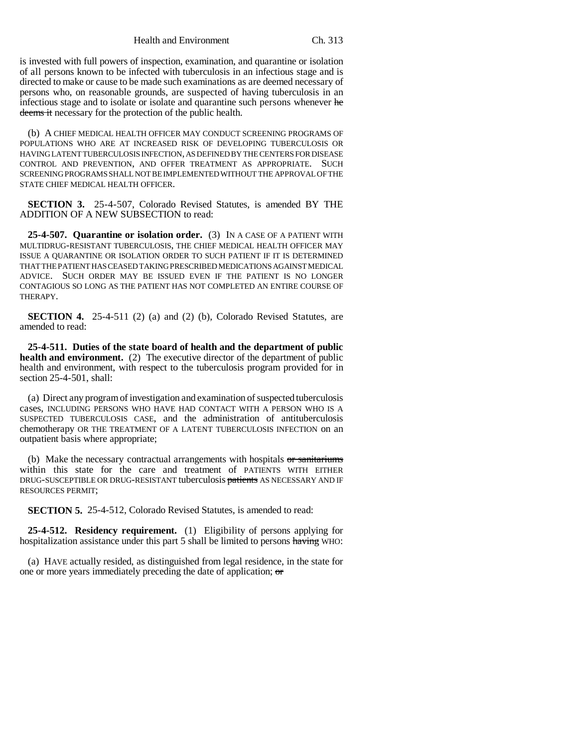is invested with full powers of inspection, examination, and quarantine or isolation of all persons known to be infected with tuberculosis in an infectious stage and is directed to make or cause to be made such examinations as are deemed necessary of persons who, on reasonable grounds, are suspected of having tuberculosis in an infectious stage and to isolate or isolate and quarantine such persons whenever ~~he deems it~~ necessary for the protection of the public health.

(b) A CHIEF MEDICAL HEALTH OFFICER MAY CONDUCT SCREENING PROGRAMS OF POPULATIONS WHO ARE AT INCREASED RISK OF DEVELOPING TUBERCULOSIS OR HAVING LATENT TUBERCULOSIS INFECTION, AS DEFINED BY THE CENTERS FOR DISEASE CONTROL AND PREVENTION, AND OFFER TREATMENT AS APPROPRIATE. SUCH SCREENING PROGRAMS SHALL NOT BE IMPLEMENTED WITHOUT THE APPROVAL OF THE STATE CHIEF MEDICAL HEALTH OFFICER.

**SECTION 3.** 25-4-507, Colorado Revised Statutes, is amended BY THE ADDITION OF A NEW SUBSECTION to read:

**25-4-507. Quarantine or isolation order.** (3) IN A CASE OF A PATIENT WITH MULTIDRUG-RESISTANT TUBERCULOSIS, THE CHIEF MEDICAL HEALTH OFFICER MAY ISSUE A QUARANTINE OR ISOLATION ORDER TO SUCH PATIENT IF IT IS DETERMINED THAT THE PATIENT HAS CEASED TAKING PRESCRIBED MEDICATIONS AGAINST MEDICAL ADVICE. SUCH ORDER MAY BE ISSUED EVEN IF THE PATIENT IS NO LONGER CONTAGIOUS SO LONG AS THE PATIENT HAS NOT COMPLETED AN ENTIRE COURSE OF THERAPY.

**SECTION 4.** 25-4-511 (2) (a) and (2) (b), Colorado Revised Statutes, are amended to read:

**25-4-511. Duties of the state board of health and the department of public health and environment.** (2) The executive director of the department of public health and environment, with respect to the tuberculosis program provided for in section 25-4-501, shall:

(a) Direct any program of investigation and examination of suspected tuberculosis cases, INCLUDING PERSONS WHO HAVE HAD CONTACT WITH A PERSON WHO IS A SUSPECTED TUBERCULOSIS CASE, and the administration of antituberculosis chemotherapy OR THE TREATMENT OF A LATENT TUBERCULOSIS INFECTION on an outpatient basis where appropriate;

(b) Make the necessary contractual arrangements with hospitals ~~or sanitariums~~ within this state for the care and treatment of PATIENTS WITH EITHER DRUG-SUSCEPTIBLE OR DRUG-RESISTANT tuberculosis ~~patients~~ AS NECESSARY AND IF RESOURCES PERMIT;

**SECTION 5.** 25-4-512, Colorado Revised Statutes, is amended to read:

**25-4-512. Residency requirement.** (1) Eligibility of persons applying for hospitalization assistance under this part 5 shall be limited to persons ~~having~~ WHO:

(a) HAVE actually resided, as distinguished from legal residence, in the state for one or more years immediately preceding the date of application; ~~or~~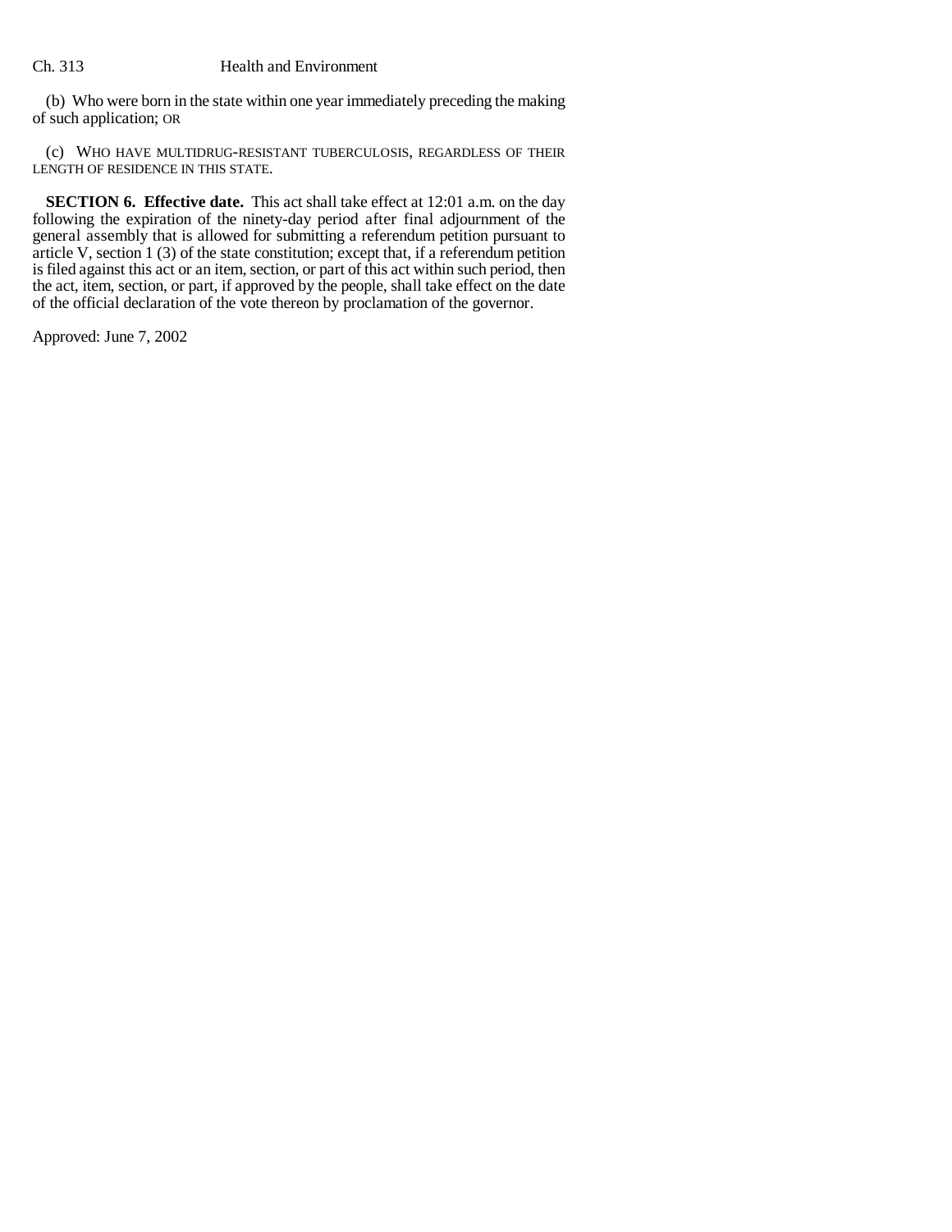(b) Who were born in the state within one year immediately preceding the making of such application; OR

(c) WHO HAVE MULTIDRUG-RESISTANT TUBERCULOSIS, REGARDLESS OF THEIR LENGTH OF RESIDENCE IN THIS STATE.

**SECTION 6. Effective date.** This act shall take effect at 12:01 a.m. on the day following the expiration of the ninety-day period after final adjournment of the general assembly that is allowed for submitting a referendum petition pursuant to article V, section 1 (3) of the state constitution; except that, if a referendum petition is filed against this act or an item, section, or part of this act within such period, then the act, item, section, or part, if approved by the people, shall take effect on the date of the official declaration of the vote thereon by proclamation of the governor.

Approved: June 7, 2002